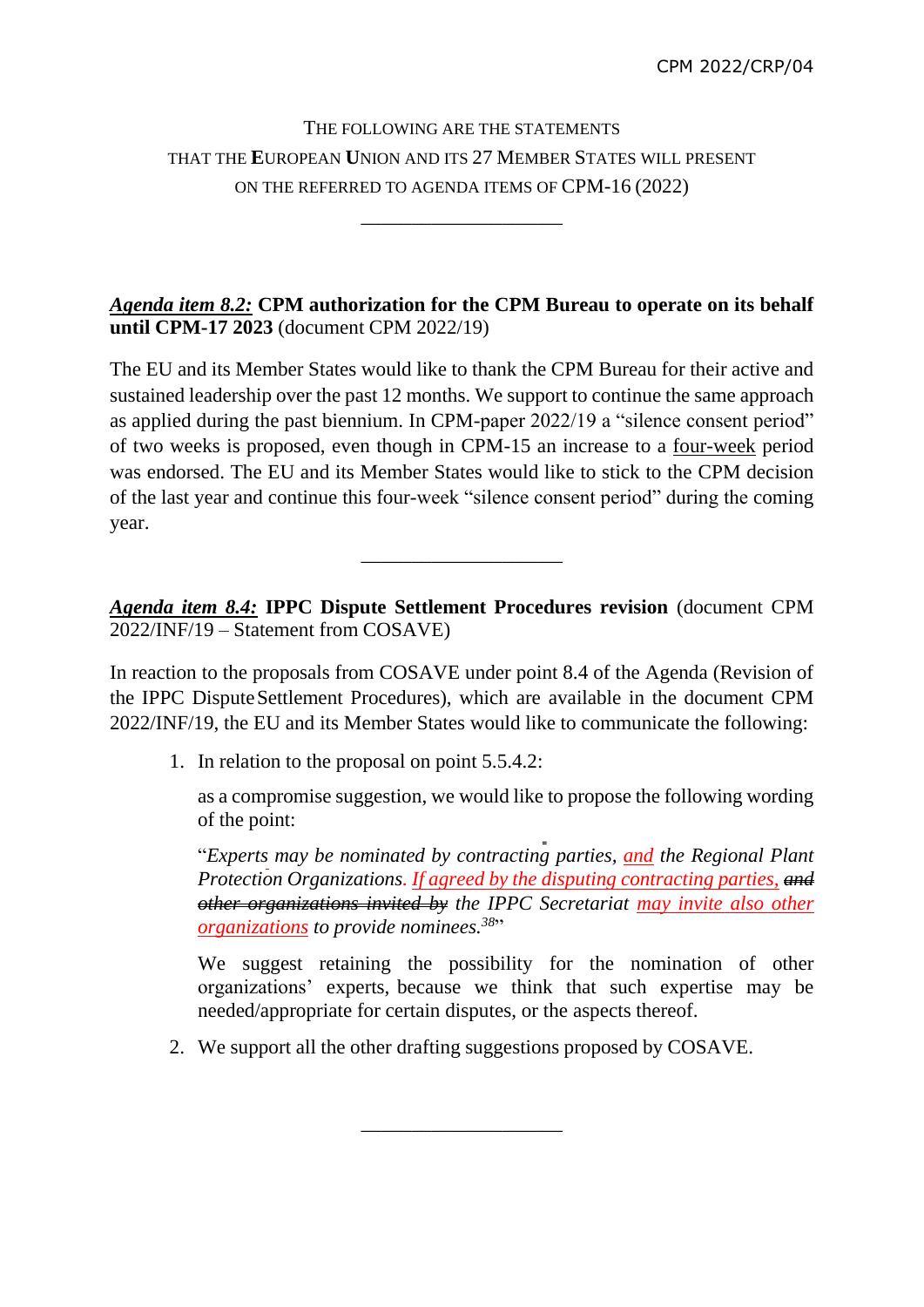CPM 2022/CRP/04

THE FOLLOWING ARE THE STATEMENTS
THAT THE **E**UROPEAN **U**NION AND ITS 27 MEMBER STATES WILL PRESENT
ON THE REFERRED TO AGENDA ITEMS OF CPM-16 (2022)

---

***Agenda item 8.2:*** **CPM authorization for the CPM Bureau to operate on its behalf until CPM-17 2023** (document CPM 2022/19)

The EU and its Member States would like to thank the CPM Bureau for their active and sustained leadership over the past 12 months. We support to continue the same approach as applied during the past biennium. In CPM-paper 2022/19 a "silence consent period" of two weeks is proposed, even though in CPM-15 an increase to a four-week period was endorsed. The EU and its Member States would like to stick to the CPM decision of the last year and continue this four-week "silence consent period" during the coming year.

---

***Agenda item 8.4:*** **IPPC Dispute Settlement Procedures revision** (document CPM 2022/INF/19 – Statement from COSAVE)

In reaction to the proposals from COSAVE under point 8.4 of the Agenda (Revision of the IPPC Dispute Settlement Procedures), which are available in the document CPM 2022/INF/19, the EU and its Member States would like to communicate the following:

1. In relation to the proposal on point 5.5.4.2:

   as a compromise suggestion, we would like to propose the following wording of the point:

   "*Experts may be nominated by contracting parties, and the Regional Plant Protection Organizations. If agreed by the disputing contracting parties, ~~and other organizations invited by~~ the IPPC Secretariat may invite also other organizations to provide nominees.*[38]"

   We suggest retaining the possibility for the nomination of other organizations' experts, because we think that such expertise may be needed/appropriate for certain disputes, or the aspects thereof.

2. We support all the other drafting suggestions proposed by COSAVE.

---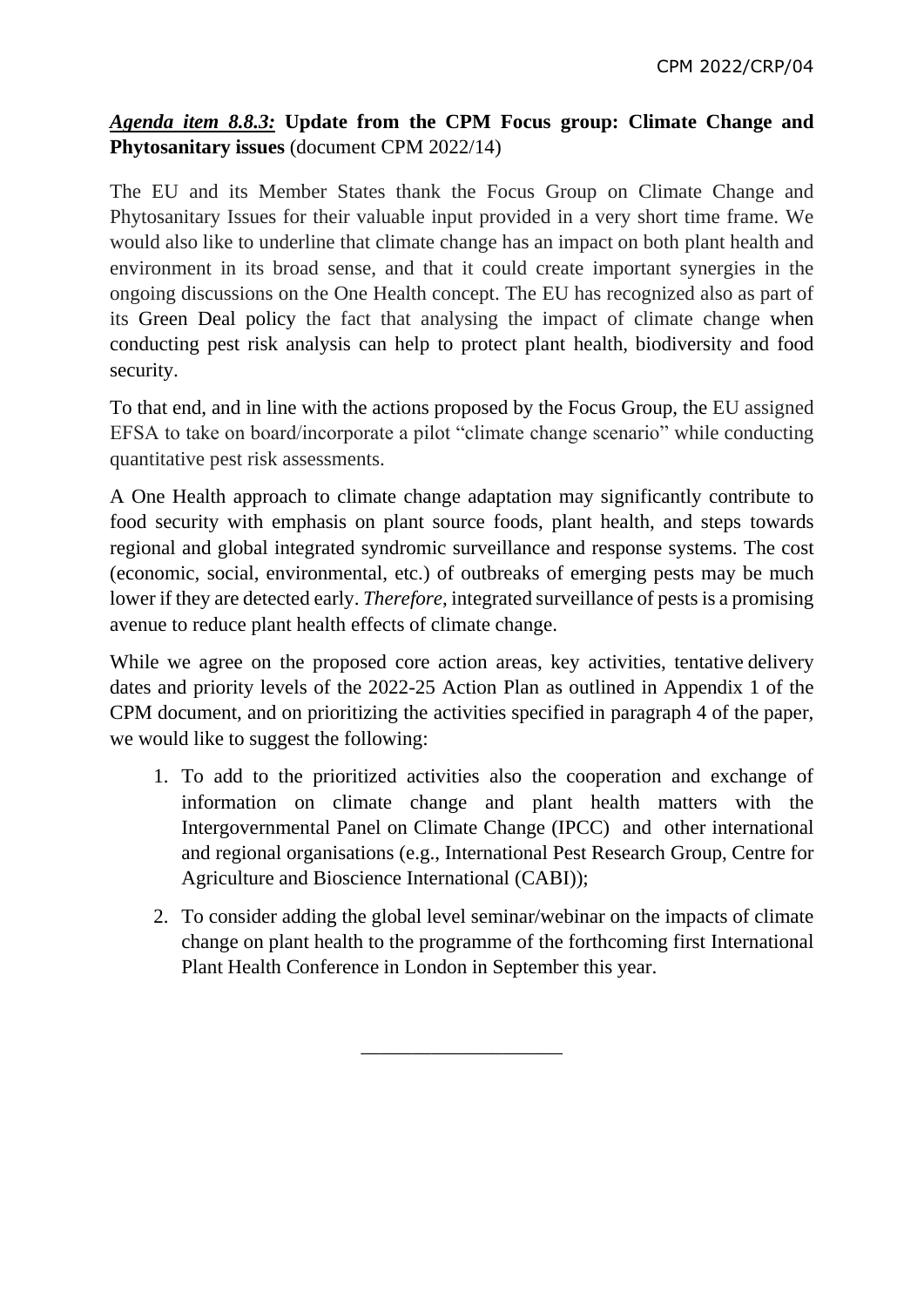***Agenda item 8.8.3:*** **Update from the CPM Focus group: Climate Change and Phytosanitary issues** (document CPM 2022/14)

The EU and its Member States thank the Focus Group on Climate Change and Phytosanitary Issues for their valuable input provided in a very short time frame. We would also like to underline that climate change has an impact on both plant health and environment in its broad sense, and that it could create important synergies in the ongoing discussions on the One Health concept. The EU has recognized also as part of its Green Deal policy the fact that analysing the impact of climate change when conducting pest risk analysis can help to protect plant health, biodiversity and food security.

To that end, and in line with the actions proposed by the Focus Group, the EU assigned EFSA to take on board/incorporate a pilot "climate change scenario" while conducting quantitative pest risk assessments.

A One Health approach to climate change adaptation may significantly contribute to food security with emphasis on plant source foods, plant health, and steps towards regional and global integrated syndromic surveillance and response systems. The cost (economic, social, environmental, etc.) of outbreaks of emerging pests may be much lower if they are detected early. *Therefore*, integrated surveillance of pests is a promising avenue to reduce plant health effects of climate change.

While we agree on the proposed core action areas, key activities, tentative delivery dates and priority levels of the 2022-25 Action Plan as outlined in Appendix 1 of the CPM document, and on prioritizing the activities specified in paragraph 4 of the paper, we would like to suggest the following:

1. To add to the prioritized activities also the cooperation and exchange of information on climate change and plant health matters with the Intergovernmental Panel on Climate Change (IPCC) and other international and regional organisations (e.g., International Pest Research Group, Centre for Agriculture and Bioscience International (CABI));
2. To consider adding the global level seminar/webinar on the impacts of climate change on plant health to the programme of the forthcoming first International Plant Health Conference in London in September this year.

\_\_\_\_\_\_\_\_\_\_\_\_\_\_\_\_\_\_\_\_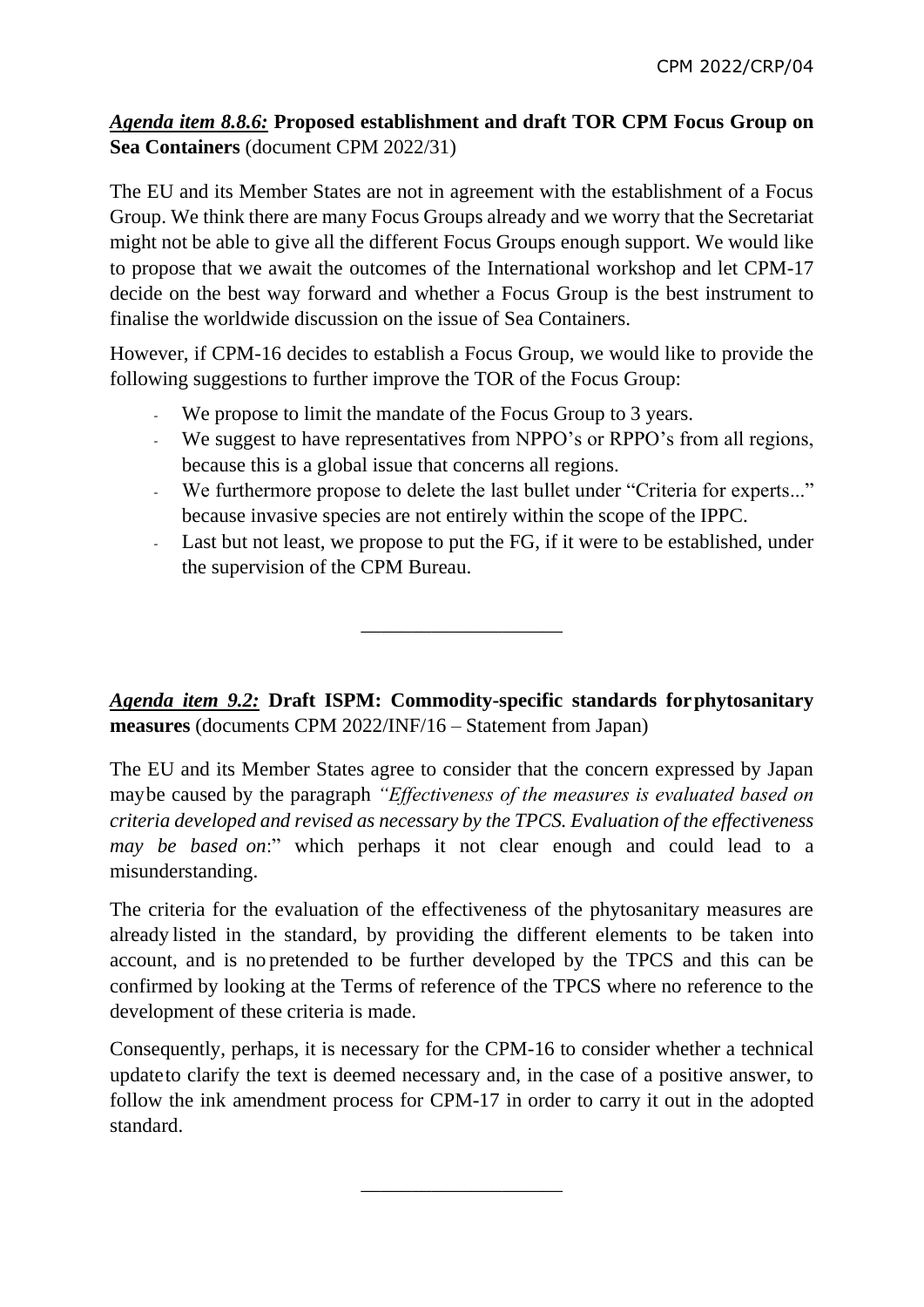***Agenda item 8.8.6:*** **Proposed establishment and draft TOR CPM Focus Group on Sea Containers** (document CPM 2022/31)

The EU and its Member States are not in agreement with the establishment of a Focus Group. We think there are many Focus Groups already and we worry that the Secretariat might not be able to give all the different Focus Groups enough support. We would like to propose that we await the outcomes of the International workshop and let CPM-17 decide on the best way forward and whether a Focus Group is the best instrument to finalise the worldwide discussion on the issue of Sea Containers.

However, if CPM-16 decides to establish a Focus Group, we would like to provide the following suggestions to further improve the TOR of the Focus Group:

- We propose to limit the mandate of the Focus Group to 3 years.
- We suggest to have representatives from NPPO's or RPPO's from all regions, because this is a global issue that concerns all regions.
- We furthermore propose to delete the last bullet under "Criteria for experts..." because invasive species are not entirely within the scope of the IPPC.
- Last but not least, we propose to put the FG, if it were to be established, under the supervision of the CPM Bureau.

---

***Agenda item 9.2:*** **Draft ISPM: Commodity-specific standards for phytosanitary measures** (documents CPM 2022/INF/16 – Statement from Japan)

The EU and its Member States agree to consider that the concern expressed by Japan may be caused by the paragraph *"Effectiveness of the measures is evaluated based on criteria developed and revised as necessary by the TPCS. Evaluation of the effectiveness may be based on*:" which perhaps it not clear enough and could lead to a misunderstanding.

The criteria for the evaluation of the effectiveness of the phytosanitary measures are already listed in the standard, by providing the different elements to be taken into account, and is no pretended to be further developed by the TPCS and this can be confirmed by looking at the Terms of reference of the TPCS where no reference to the development of these criteria is made.

Consequently, perhaps, it is necessary for the CPM-16 to consider whether a technical update to clarify the text is deemed necessary and, in the case of a positive answer, to follow the ink amendment process for CPM-17 in order to carry it out in the adopted standard.

---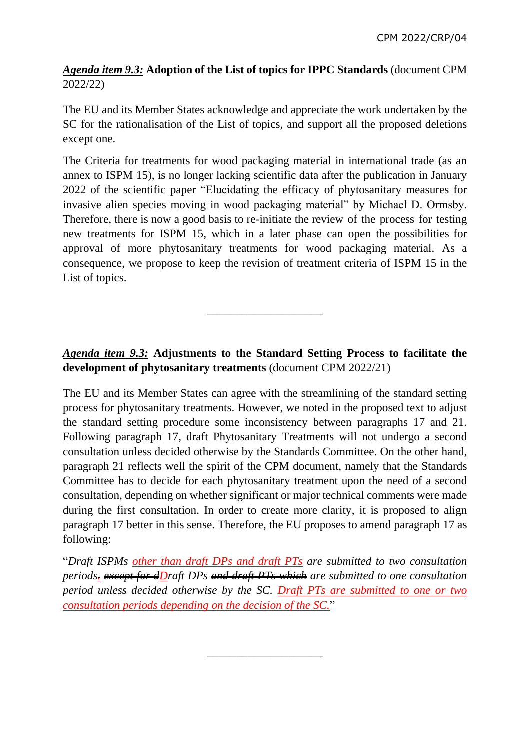***Agenda item 9.3:*** **Adoption of the List of topics for IPPC Standards** (document CPM 2022/22)

The EU and its Member States acknowledge and appreciate the work undertaken by the SC for the rationalisation of the List of topics, and support all the proposed deletions except one.

The Criteria for treatments for wood packaging material in international trade (as an annex to ISPM 15), is no longer lacking scientific data after the publication in January 2022 of the scientific paper "Elucidating the efficacy of phytosanitary measures for invasive alien species moving in wood packaging material" by Michael D. Ormsby. Therefore, there is now a good basis to re-initiate the review of the process for testing new treatments for ISPM 15, which in a later phase can open the possibilities for approval of more phytosanitary treatments for wood packaging material. As a consequence, we propose to keep the revision of treatment criteria of ISPM 15 in the List of topics.

---

***Agenda item 9.3:*** **Adjustments to the Standard Setting Process to facilitate the development of phytosanitary treatments** (document CPM 2022/21)

The EU and its Member States can agree with the streamlining of the standard setting process for phytosanitary treatments. However, we noted in the proposed text to adjust the standard setting procedure some inconsistency between paragraphs 17 and 21. Following paragraph 17, draft Phytosanitary Treatments will not undergo a second consultation unless decided otherwise by the Standards Committee. On the other hand, paragraph 21 reflects well the spirit of the CPM document, namely that the Standards Committee has to decide for each phytosanitary treatment upon the need of a second consultation, depending on whether significant or major technical comments were made during the first consultation. In order to create more clarity, it is proposed to align paragraph 17 better in this sense. Therefore, the EU proposes to amend paragraph 17 as following:

"*Draft ISPMs <u>other than draft DPs and draft PTs</u> are submitted to two consultation periods<u>.</u> ~~except for d~~<u>D</u>raft DPs ~~and draft PTs which~~ are submitted to one consultation period unless decided otherwise by the SC. <u>Draft PTs are submitted to one or two consultation periods depending on the decision of the SC.</u>*"

---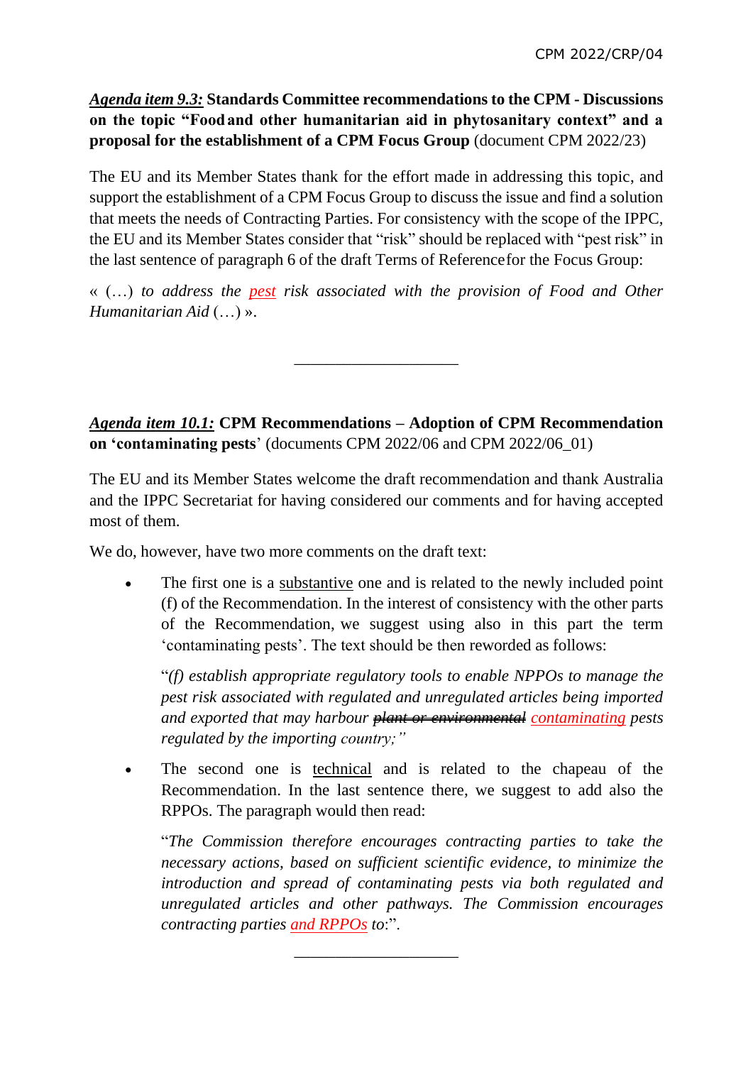***Agenda item 9.3:*** **Standards Committee recommendations to the CPM - Discussions on the topic "Food and other humanitarian aid in phytosanitary context" and a proposal for the establishment of a CPM Focus Group** (document CPM 2022/23)

The EU and its Member States thank for the effort made in addressing this topic, and support the establishment of a CPM Focus Group to discuss the issue and find a solution that meets the needs of Contracting Parties. For consistency with the scope of the IPPC, the EU and its Member States consider that "risk" should be replaced with "pest risk" in the last sentence of paragraph 6 of the draft Terms of Reference for the Focus Group:

« (…) *to address the pest risk associated with the provision of Food and Other Humanitarian Aid* (…) ».

---

***Agenda item 10.1:*** **CPM Recommendations – Adoption of CPM Recommendation on 'contaminating pests'** (documents CPM 2022/06 and CPM 2022/06_01)

The EU and its Member States welcome the draft recommendation and thank Australia and the IPPC Secretariat for having considered our comments and for having accepted most of them.

We do, however, have two more comments on the draft text:

- The first one is a substantive one and is related to the newly included point (f) of the Recommendation. In the interest of consistency with the other parts of the Recommendation, we suggest using also in this part the term 'contaminating pests'. The text should be then reworded as follows:

  "*(f) establish appropriate regulatory tools to enable NPPOs to manage the pest risk associated with regulated and unregulated articles being imported and exported that may harbour ~~plant or environmental~~ contaminating pests regulated by the importing country;*"

- The second one is technical and is related to the chapeau of the Recommendation. In the last sentence there, we suggest to add also the RPPOs. The paragraph would then read:

  "*The Commission therefore encourages contracting parties to take the necessary actions, based on sufficient scientific evidence, to minimize the introduction and spread of contaminating pests via both regulated and unregulated articles and other pathways. The Commission encourages contracting parties and RPPOs to*:".

---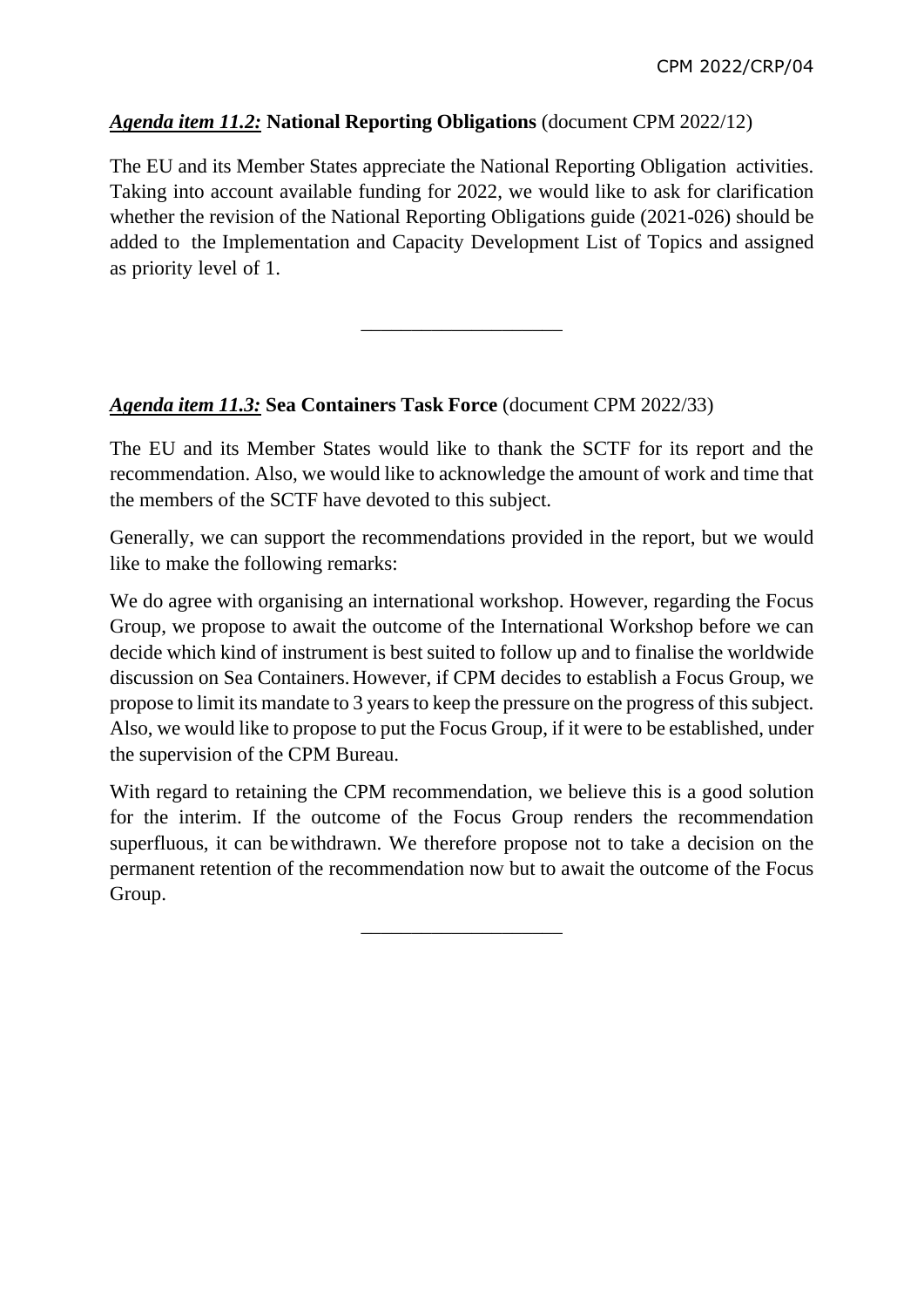***Agenda item 11.2:*** **National Reporting Obligations** (document CPM 2022/12)

The EU and its Member States appreciate the National Reporting Obligation activities. Taking into account available funding for 2022, we would like to ask for clarification whether the revision of the National Reporting Obligations guide (2021-026) should be added to the Implementation and Capacity Development List of Topics and assigned as priority level of 1.

---

***Agenda item 11.3:*** **Sea Containers Task Force** (document CPM 2022/33)

The EU and its Member States would like to thank the SCTF for its report and the recommendation. Also, we would like to acknowledge the amount of work and time that the members of the SCTF have devoted to this subject.

Generally, we can support the recommendations provided in the report, but we would like to make the following remarks:

We do agree with organising an international workshop. However, regarding the Focus Group, we propose to await the outcome of the International Workshop before we can decide which kind of instrument is best suited to follow up and to finalise the worldwide discussion on Sea Containers. However, if CPM decides to establish a Focus Group, we propose to limit its mandate to 3 years to keep the pressure on the progress of this subject. Also, we would like to propose to put the Focus Group, if it were to be established, under the supervision of the CPM Bureau.

With regard to retaining the CPM recommendation, we believe this is a good solution for the interim. If the outcome of the Focus Group renders the recommendation superfluous, it can be withdrawn. We therefore propose not to take a decision on the permanent retention of the recommendation now but to await the outcome of the Focus Group.

---